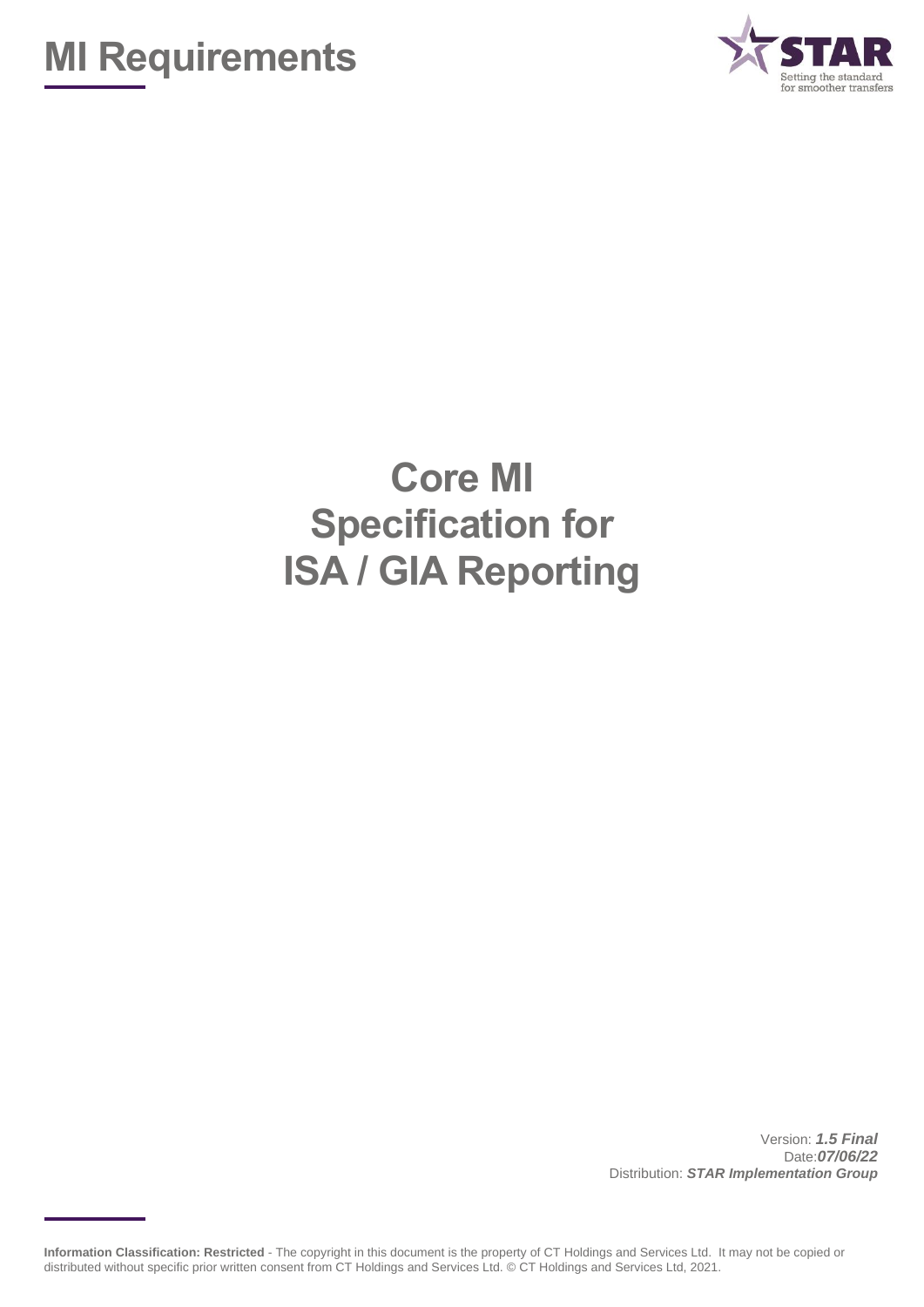# MI Requirements

STAR

Setting the standard for smoother transfers

# Core MI Specification for ISA / GIA Reporting

Version: ***1.5 Final***
Date:***07/06/22***
Distribution: ***STAR Implementation Group***

**Information Classification: Restricted** - The copyright in this document is the property of CT Holdings and Services Ltd. It may not be copied or distributed without specific prior written consent from CT Holdings and Services Ltd. © CT Holdings and Services Ltd, 2021.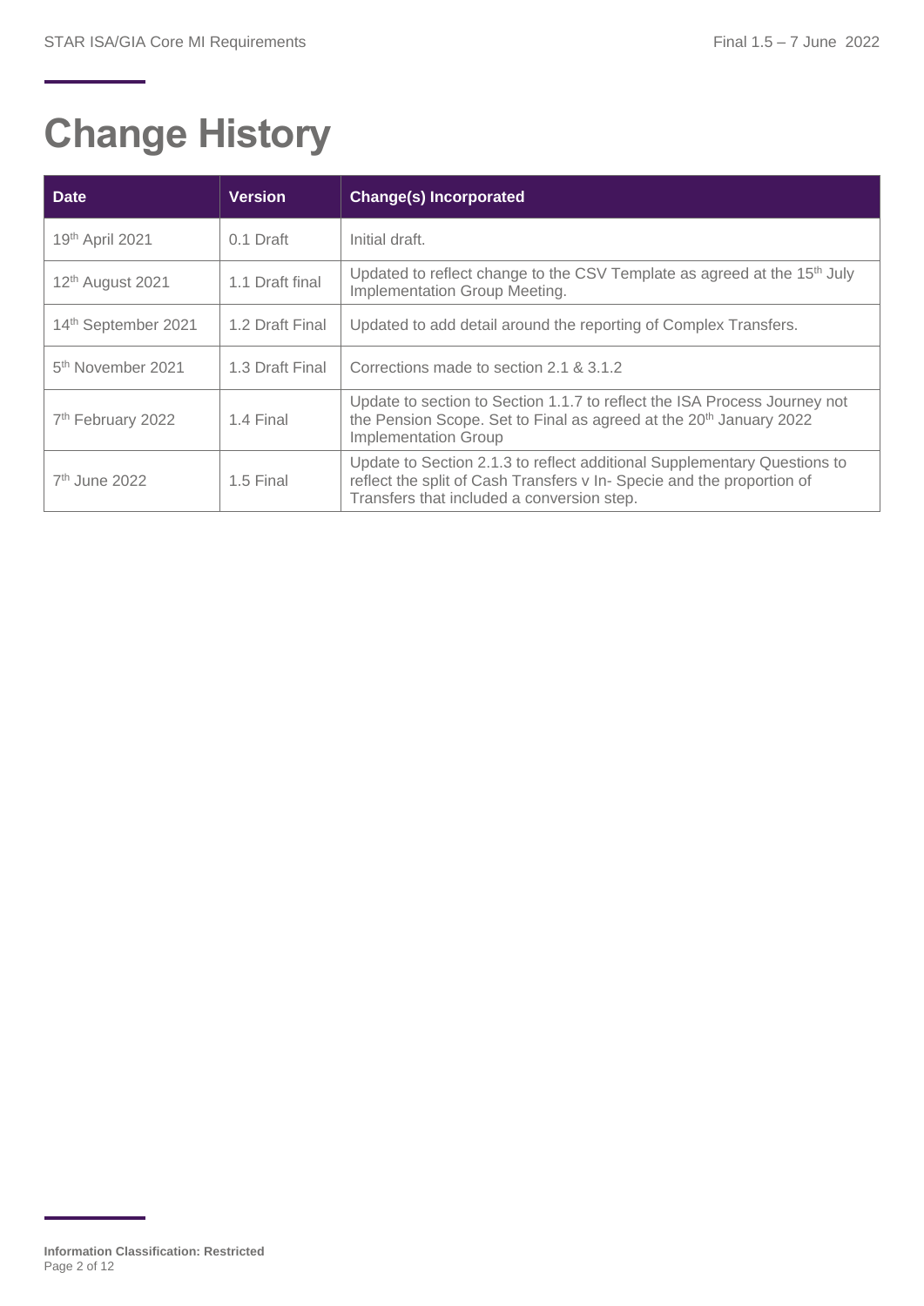# Change History

| Date | Version | Change(s) Incorporated |
|---|---|---|
| 19th April 2021 | 0.1 Draft | Initial draft. |
| 12th August 2021 | 1.1 Draft final | Updated to reflect change to the CSV Template as agreed at the 15th July Implementation Group Meeting. |
| 14th September 2021 | 1.2 Draft Final | Updated to add detail around the reporting of Complex Transfers. |
| 5th November 2021 | 1.3 Draft Final | Corrections made to section 2.1 & 3.1.2 |
| 7th February 2022 | 1.4 Final | Update to section to Section 1.1.7 to reflect the ISA Process Journey not the Pension Scope. Set to Final as agreed at the 20th January 2022 Implementation Group |
| 7th June 2022 | 1.5 Final | Update to Section 2.1.3 to reflect additional Supplementary Questions to reflect the split of Cash Transfers v In- Specie and the proportion of Transfers that included a conversion step. |

**Information Classification: Restricted**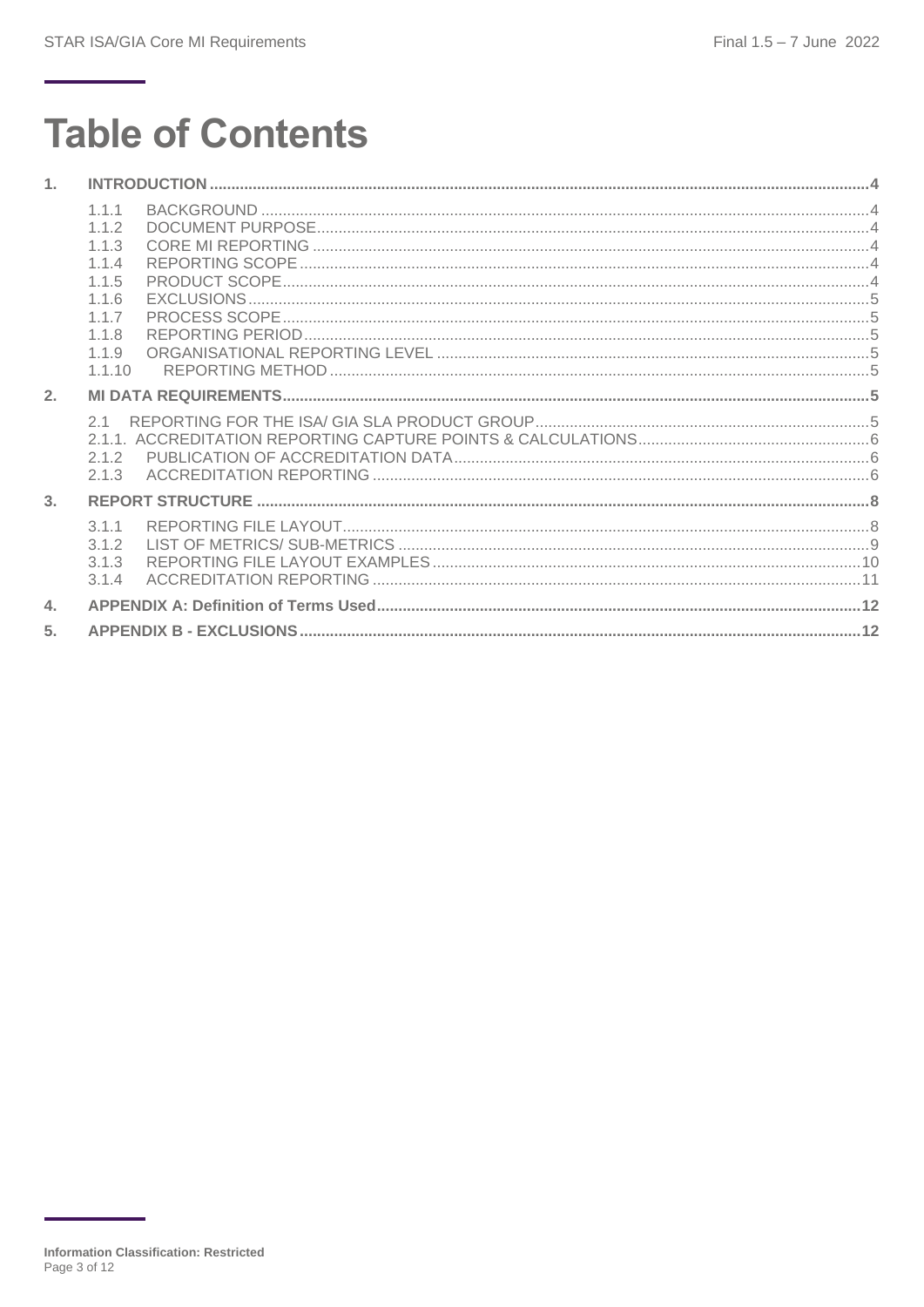# Table of Contents

1. **INTRODUCTION** ..... 4
   - 1.1.1 BACKGROUND ..... 4
   - 1.1.2 DOCUMENT PURPOSE ..... 4
   - 1.1.3 CORE MI REPORTING ..... 4
   - 1.1.4 REPORTING SCOPE ..... 4
   - 1.1.5 PRODUCT SCOPE ..... 4
   - 1.1.6 EXCLUSIONS ..... 5
   - 1.1.7 PROCESS SCOPE ..... 5
   - 1.1.8 REPORTING PERIOD ..... 5
   - 1.1.9 ORGANISATIONAL REPORTING LEVEL ..... 5
   - 1.1.10 REPORTING METHOD ..... 5
2. **MI DATA REQUIREMENTS** ..... 5
   - 2.1 REPORTING FOR THE ISA/ GIA SLA PRODUCT GROUP ..... 5
   - 2.1.1. ACCREDITATION REPORTING CAPTURE POINTS & CALCULATIONS ..... 6
   - 2.1.2 PUBLICATION OF ACCREDITATION DATA ..... 6
   - 2.1.3 ACCREDITATION REPORTING ..... 6
3. **REPORT STRUCTURE** ..... 8
   - 3.1.1 REPORTING FILE LAYOUT ..... 8
   - 3.1.2 LIST OF METRICS/ SUB-METRICS ..... 9
   - 3.1.3 REPORTING FILE LAYOUT EXAMPLES ..... 10
   - 3.1.4 ACCREDITATION REPORTING ..... 11
4. **APPENDIX A: Definition of Terms Used** ..... 12
5. **APPENDIX B - EXCLUSIONS** ..... 12

**Information Classification: Restricted**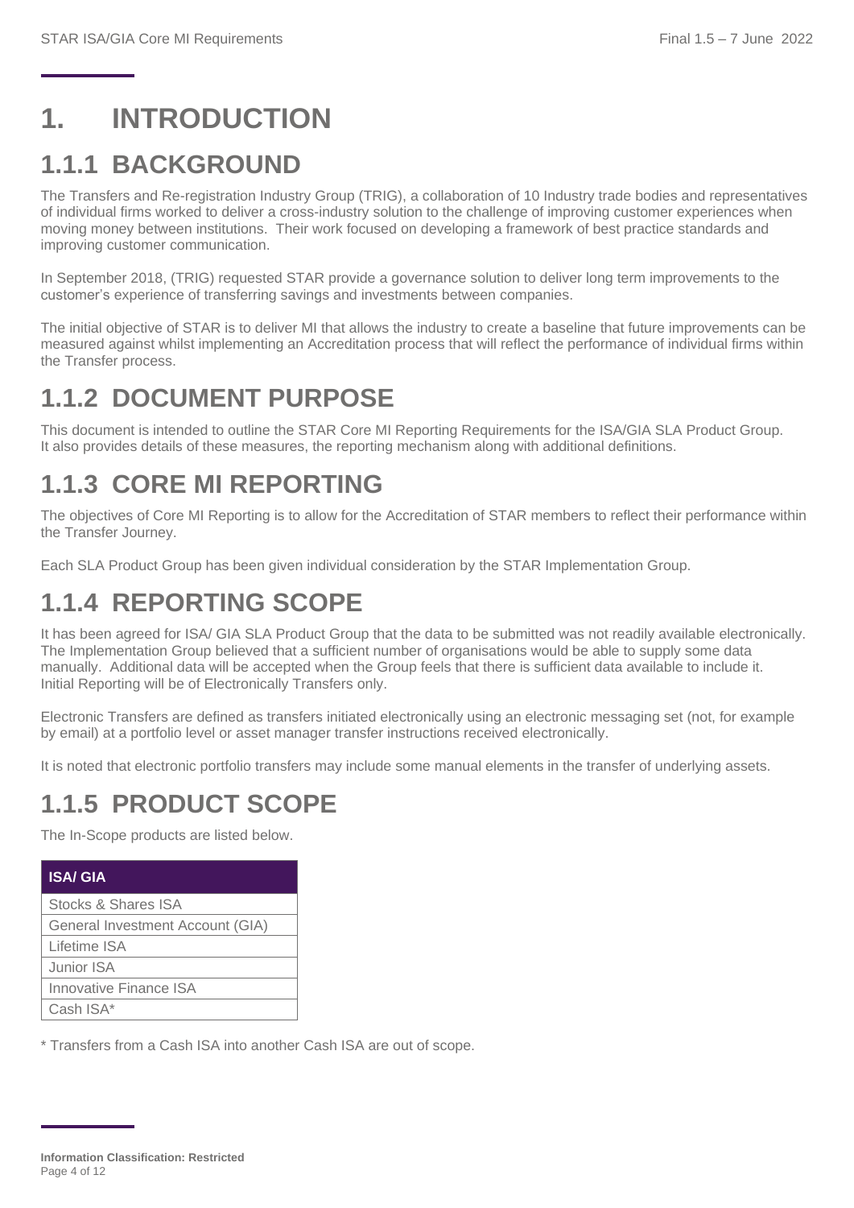# 1. INTRODUCTION

## 1.1.1 BACKGROUND

The Transfers and Re-registration Industry Group (TRIG), a collaboration of 10 Industry trade bodies and representatives of individual firms worked to deliver a cross-industry solution to the challenge of improving customer experiences when moving money between institutions. Their work focused on developing a framework of best practice standards and improving customer communication.

In September 2018, (TRIG) requested STAR provide a governance solution to deliver long term improvements to the customer's experience of transferring savings and investments between companies.

The initial objective of STAR is to deliver MI that allows the industry to create a baseline that future improvements can be measured against whilst implementing an Accreditation process that will reflect the performance of individual firms within the Transfer process.

## 1.1.2 DOCUMENT PURPOSE

This document is intended to outline the STAR Core MI Reporting Requirements for the ISA/GIA SLA Product Group. It also provides details of these measures, the reporting mechanism along with additional definitions.

## 1.1.3 CORE MI REPORTING

The objectives of Core MI Reporting is to allow for the Accreditation of STAR members to reflect their performance within the Transfer Journey.

Each SLA Product Group has been given individual consideration by the STAR Implementation Group.

## 1.1.4 REPORTING SCOPE

It has been agreed for ISA/ GIA SLA Product Group that the data to be submitted was not readily available electronically. The Implementation Group believed that a sufficient number of organisations would be able to supply some data manually. Additional data will be accepted when the Group feels that there is sufficient data available to include it. Initial Reporting will be of Electronically Transfers only.

Electronic Transfers are defined as transfers initiated electronically using an electronic messaging set (not, for example by email) at a portfolio level or asset manager transfer instructions received electronically.

It is noted that electronic portfolio transfers may include some manual elements in the transfer of underlying assets.

## 1.1.5 PRODUCT SCOPE

The In-Scope products are listed below.

| ISA/ GIA |
|---|
| Stocks & Shares ISA |
| General Investment Account (GIA) |
| Lifetime ISA |
| Junior ISA |
| Innovative Finance ISA |
| Cash ISA* |

* Transfers from a Cash ISA into another Cash ISA are out of scope.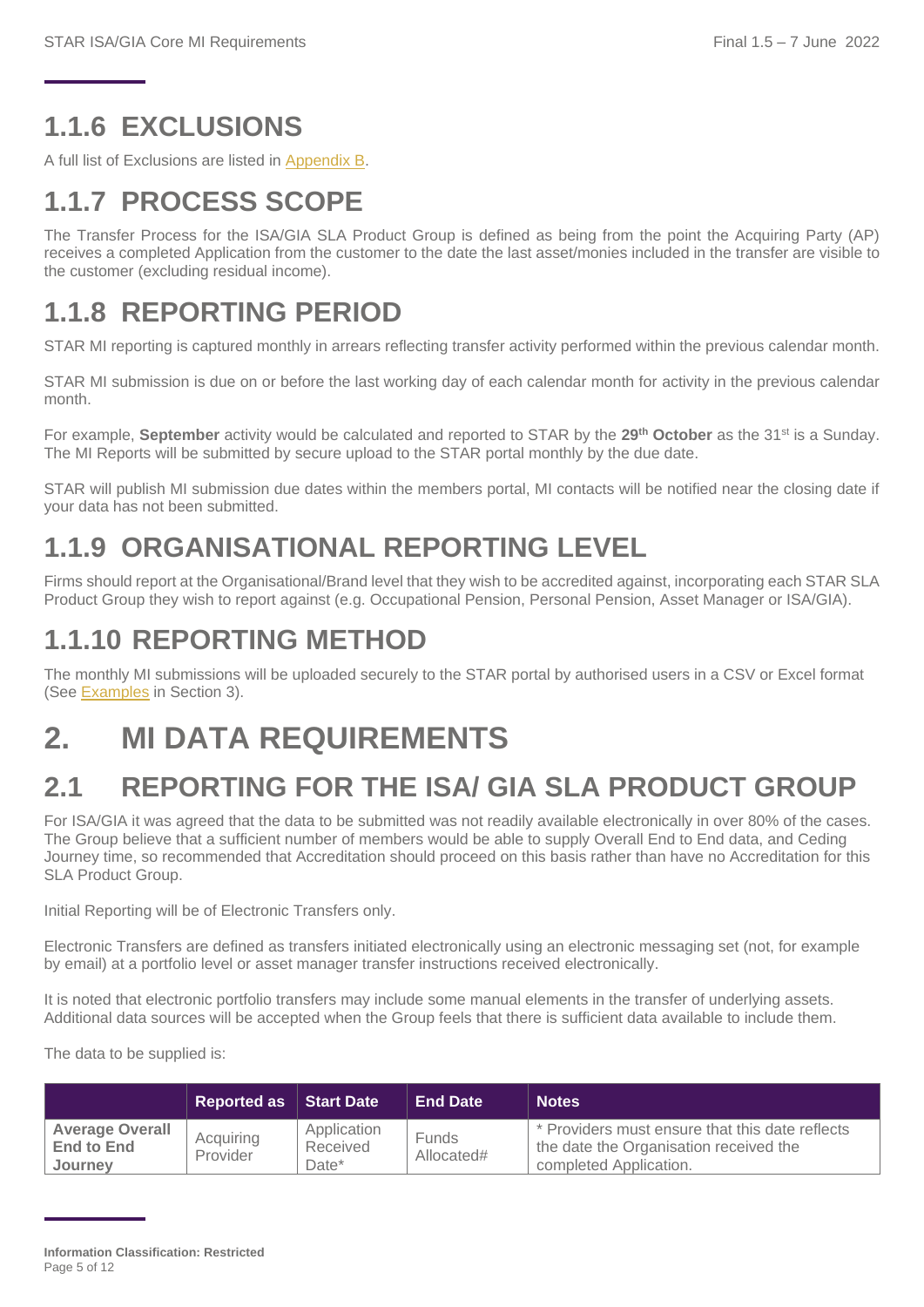## 1.1.6 EXCLUSIONS

A full list of Exclusions are listed in Appendix B.

## 1.1.7 PROCESS SCOPE

The Transfer Process for the ISA/GIA SLA Product Group is defined as being from the point the Acquiring Party (AP) receives a completed Application from the customer to the date the last asset/monies included in the transfer are visible to the customer (excluding residual income).

## 1.1.8 REPORTING PERIOD

STAR MI reporting is captured monthly in arrears reflecting transfer activity performed within the previous calendar month.

STAR MI submission is due on or before the last working day of each calendar month for activity in the previous calendar month.

For example, **September** activity would be calculated and reported to STAR by the **29th October** as the 31st is a Sunday. The MI Reports will be submitted by secure upload to the STAR portal monthly by the due date.

STAR will publish MI submission due dates within the members portal, MI contacts will be notified near the closing date if your data has not been submitted.

## 1.1.9 ORGANISATIONAL REPORTING LEVEL

Firms should report at the Organisational/Brand level that they wish to be accredited against, incorporating each STAR SLA Product Group they wish to report against (e.g. Occupational Pension, Personal Pension, Asset Manager or ISA/GIA).

## 1.1.10 REPORTING METHOD

The monthly MI submissions will be uploaded securely to the STAR portal by authorised users in a CSV or Excel format (See Examples in Section 3).

# 2. MI DATA REQUIREMENTS

## 2.1 REPORTING FOR THE ISA/ GIA SLA PRODUCT GROUP

For ISA/GIA it was agreed that the data to be submitted was not readily available electronically in over 80% of the cases. The Group believe that a sufficient number of members would be able to supply Overall End to End data, and Ceding Journey time, so recommended that Accreditation should proceed on this basis rather than have no Accreditation for this SLA Product Group.

Initial Reporting will be of Electronic Transfers only.

Electronic Transfers are defined as transfers initiated electronically using an electronic messaging set (not, for example by email) at a portfolio level or asset manager transfer instructions received electronically.

It is noted that electronic portfolio transfers may include some manual elements in the transfer of underlying assets. Additional data sources will be accepted when the Group feels that there is sufficient data available to include them.

The data to be supplied is:

| | Reported as | Start Date | End Date | Notes |
|---|---|---|---|---|
| **Average Overall End to End Journey** | Acquiring Provider | Application Received Date* | Funds Allocated# | * Providers must ensure that this date reflects the date the Organisation received the completed Application. |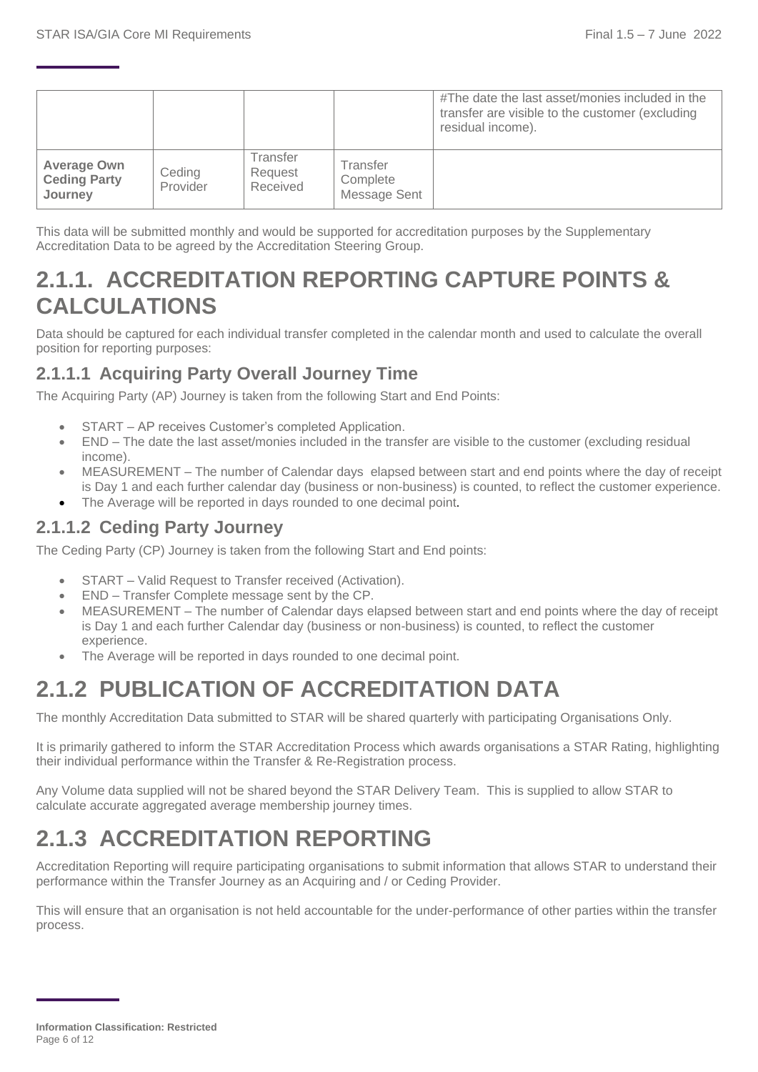| | | | | #The date the last asset/monies included in the transfer are visible to the customer (excluding residual income). |
|---|---|---|---|---|
| **Average Own Ceding Party Journey** | Ceding Provider | Transfer Request Received | Transfer Complete Message Sent | |

This data will be submitted monthly and would be supported for accreditation purposes by the Supplementary Accreditation Data to be agreed by the Accreditation Steering Group.

# 2.1.1. ACCREDITATION REPORTING CAPTURE POINTS & CALCULATIONS

Data should be captured for each individual transfer completed in the calendar month and used to calculate the overall position for reporting purposes:

## 2.1.1.1 Acquiring Party Overall Journey Time

The Acquiring Party (AP) Journey is taken from the following Start and End Points:

- START – AP receives Customer's completed Application.
- END – The date the last asset/monies included in the transfer are visible to the customer (excluding residual income).
- MEASUREMENT – The number of Calendar days elapsed between start and end points where the day of receipt is Day 1 and each further calendar day (business or non-business) is counted, to reflect the customer experience.
- The Average will be reported in days rounded to one decimal point.

## 2.1.1.2 Ceding Party Journey

The Ceding Party (CP) Journey is taken from the following Start and End points:

- START – Valid Request to Transfer received (Activation).
- END – Transfer Complete message sent by the CP.
- MEASUREMENT – The number of Calendar days elapsed between start and end points where the day of receipt is Day 1 and each further Calendar day (business or non-business) is counted, to reflect the customer experience.
- The Average will be reported in days rounded to one decimal point.

# 2.1.2 PUBLICATION OF ACCREDITATION DATA

The monthly Accreditation Data submitted to STAR will be shared quarterly with participating Organisations Only.

It is primarily gathered to inform the STAR Accreditation Process which awards organisations a STAR Rating, highlighting their individual performance within the Transfer & Re-Registration process.

Any Volume data supplied will not be shared beyond the STAR Delivery Team. This is supplied to allow STAR to calculate accurate aggregated average membership journey times.

# 2.1.3 ACCREDITATION REPORTING

Accreditation Reporting will require participating organisations to submit information that allows STAR to understand their performance within the Transfer Journey as an Acquiring and / or Ceding Provider.

This will ensure that an organisation is not held accountable for the under-performance of other parties within the transfer process.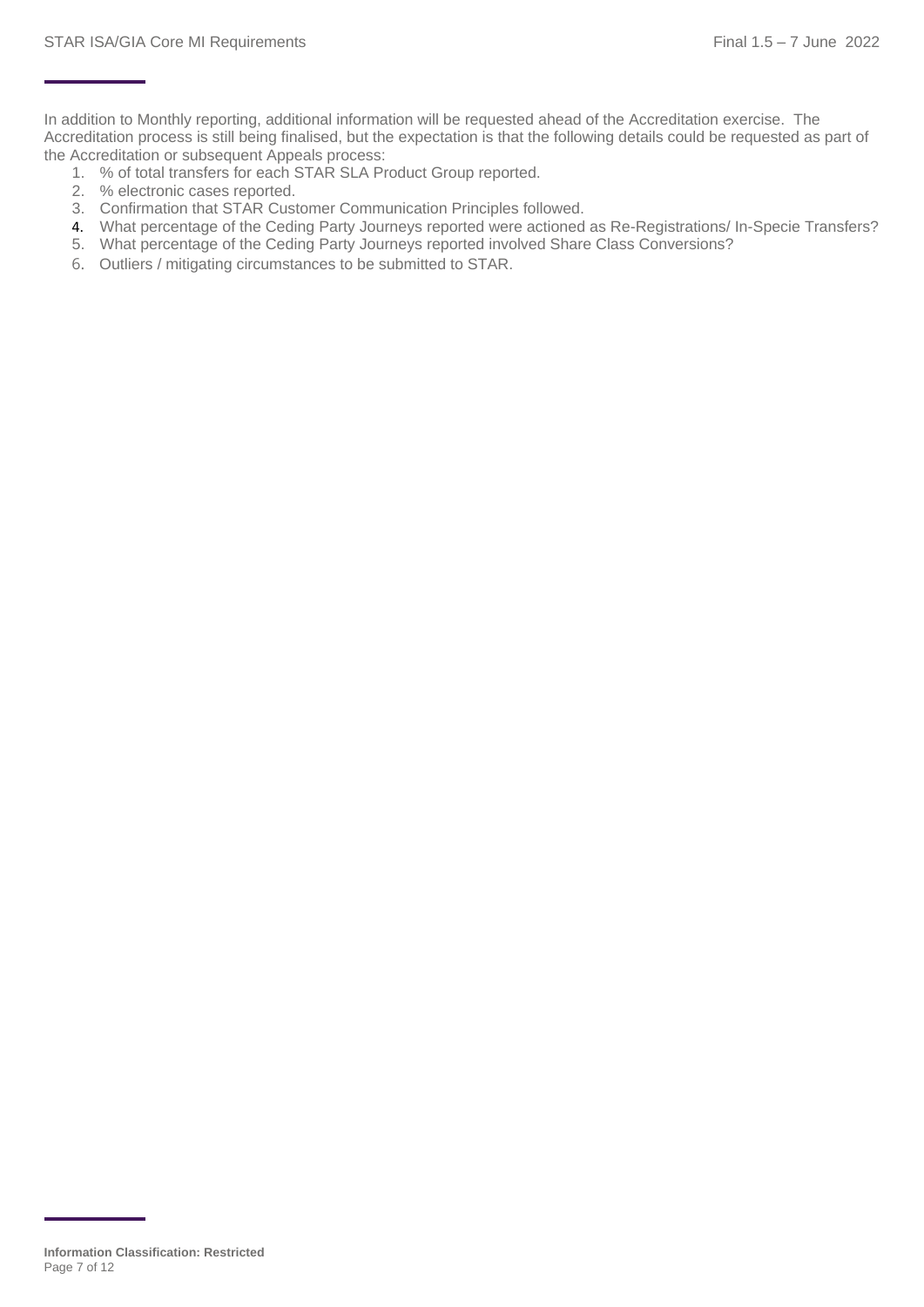In addition to Monthly reporting, additional information will be requested ahead of the Accreditation exercise. The Accreditation process is still being finalised, but the expectation is that the following details could be requested as part of the Accreditation or subsequent Appeals process:

1. % of total transfers for each STAR SLA Product Group reported.
2. % electronic cases reported.
3. Confirmation that STAR Customer Communication Principles followed.
4. What percentage of the Ceding Party Journeys reported were actioned as Re-Registrations/ In-Specie Transfers?
5. What percentage of the Ceding Party Journeys reported involved Share Class Conversions?
6. Outliers / mitigating circumstances to be submitted to STAR.

**Information Classification: Restricted**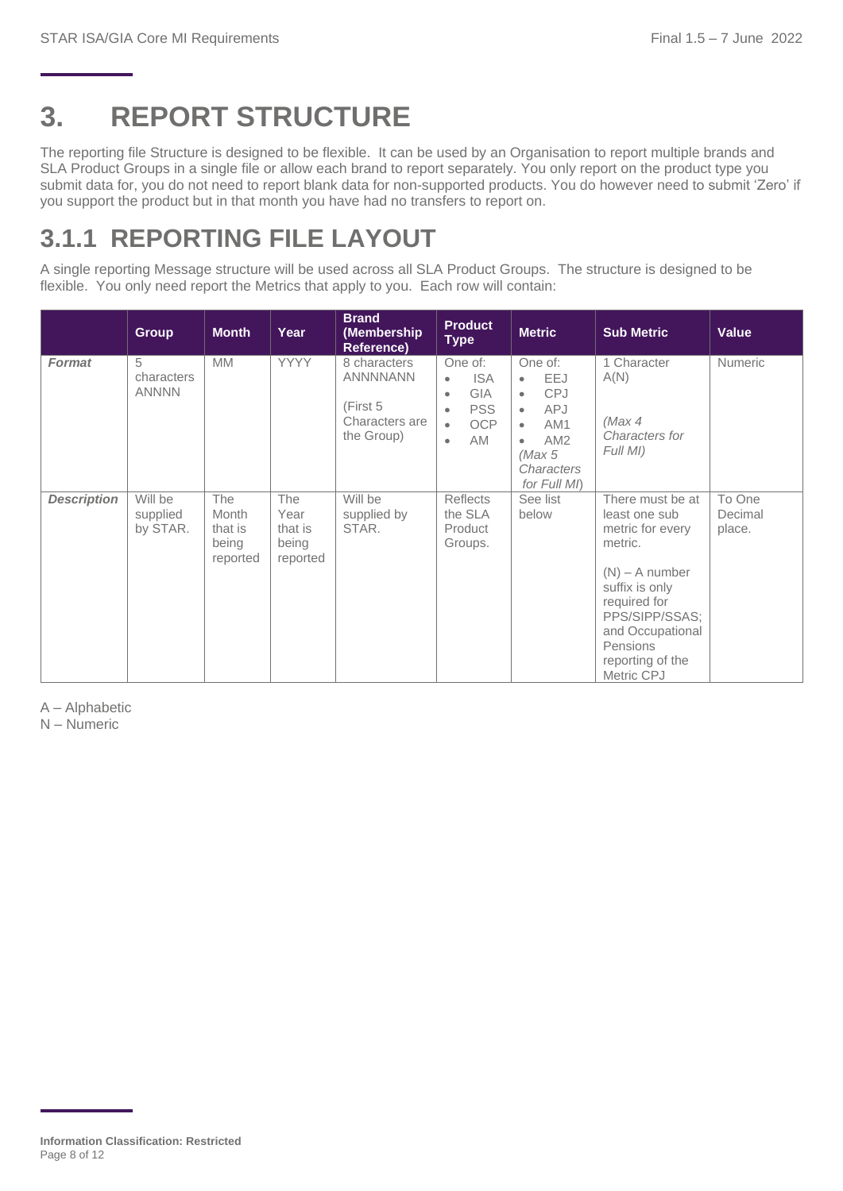# 3. REPORT STRUCTURE

The reporting file Structure is designed to be flexible. It can be used by an Organisation to report multiple brands and SLA Product Groups in a single file or allow each brand to report separately. You only report on the product type you submit data for, you do not need to report blank data for non-supported products. You do however need to submit 'Zero' if you support the product but in that month you have had no transfers to report on.

## 3.1.1 REPORTING FILE LAYOUT

A single reporting Message structure will be used across all SLA Product Groups. The structure is designed to be flexible. You only need report the Metrics that apply to you. Each row will contain:

| | Group | Month | Year | Brand (Membership Reference) | Product Type | Metric | Sub Metric | Value |
|---|---|---|---|---|---|---|---|---|
| ***Format*** | 5 characters ANNNN | MM | YYYY | 8 characters ANNNNANN<br><br>(First 5 Characters are the Group) | One of:<br>• ISA<br>• GIA<br>• PSS<br>• OCP<br>• AM | One of:<br>• EEJ<br>• CPJ<br>• APJ<br>• AM1<br>• AM2<br>*(Max 5 Characters for Full MI)* | 1 Character A(N)<br><br>*(Max 4 Characters for Full MI)* | Numeric |
| ***Description*** | Will be supplied by STAR. | The Month that is being reported | The Year that is being reported | Will be supplied by STAR. | Reflects the SLA Product Groups. | See list below | There must be at least one sub metric for every metric.<br><br>(N) – A number suffix is only required for PPS/SIPP/SSAS; and Occupational Pensions reporting of the Metric CPJ | To One Decimal place. |

A – Alphabetic
N – Numeric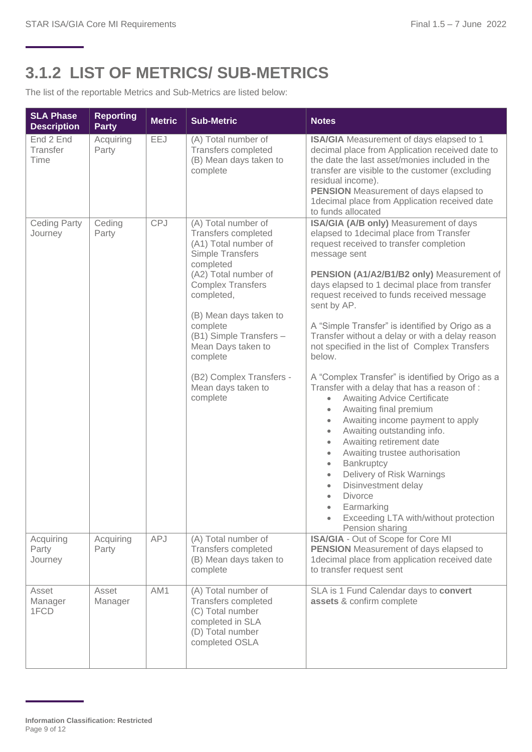## 3.1.2 LIST OF METRICS/ SUB-METRICS

The list of the reportable Metrics and Sub-Metrics are listed below:

| SLA Phase Description | Reporting Party | Metric | Sub-Metric | Notes |
|---|---|---|---|---|
| End 2 End Transfer Time | Acquiring Party | EEJ | (A) Total number of Transfers completed<br>(B) Mean days taken to complete | **ISA/GIA** Measurement of days elapsed to 1 decimal place from Application received date to the date the last asset/monies included in the transfer are visible to the customer (excluding residual income).<br>**PENSION** Measurement of days elapsed to 1decimal place from Application received date to funds allocated |
| Ceding Party Journey | Ceding Party | CPJ | (A) Total number of Transfers completed<br>(A1) Total number of Simple Transfers completed<br>(A2) Total number of Complex Transfers completed,<br><br>(B) Mean days taken to complete<br>(B1) Simple Transfers – Mean Days taken to complete<br><br>(B2) Complex Transfers - Mean days taken to complete | **ISA/GIA (A/B only)** Measurement of days elapsed to 1decimal place from Transfer request received to transfer completion message sent<br><br>**PENSION (A1/A2/B1/B2 only)** Measurement of days elapsed to 1 decimal place from transfer request received to funds received message sent by AP.<br><br>A "Simple Transfer" is identified by Origo as a Transfer without a delay or with a delay reason not specified in the list of Complex Transfers below.<br><br>A "Complex Transfer" is identified by Origo as a Transfer with a delay that has a reason of :<br>• Awaiting Advice Certificate<br>• Awaiting final premium<br>• Awaiting income payment to apply<br>• Awaiting outstanding info.<br>• Awaiting retirement date<br>• Awaiting trustee authorisation<br>• Bankruptcy<br>• Delivery of Risk Warnings<br>• Disinvestment delay<br>• Divorce<br>• Earmarking<br>• Exceeding LTA with/without protection Pension sharing |
| Acquiring Party Journey | Acquiring Party | APJ | (A) Total number of Transfers completed<br>(B) Mean days taken to complete | **ISA/GIA** - Out of Scope for Core MI<br>**PENSION** Measurement of days elapsed to 1decimal place from application received date to transfer request sent |
| Asset Manager 1FCD | Asset Manager | AM1 | (A) Total number of Transfers completed<br>(C) Total number completed in SLA<br>(D) Total number completed OSLA | SLA is 1 Fund Calendar days to **convert assets** & confirm complete |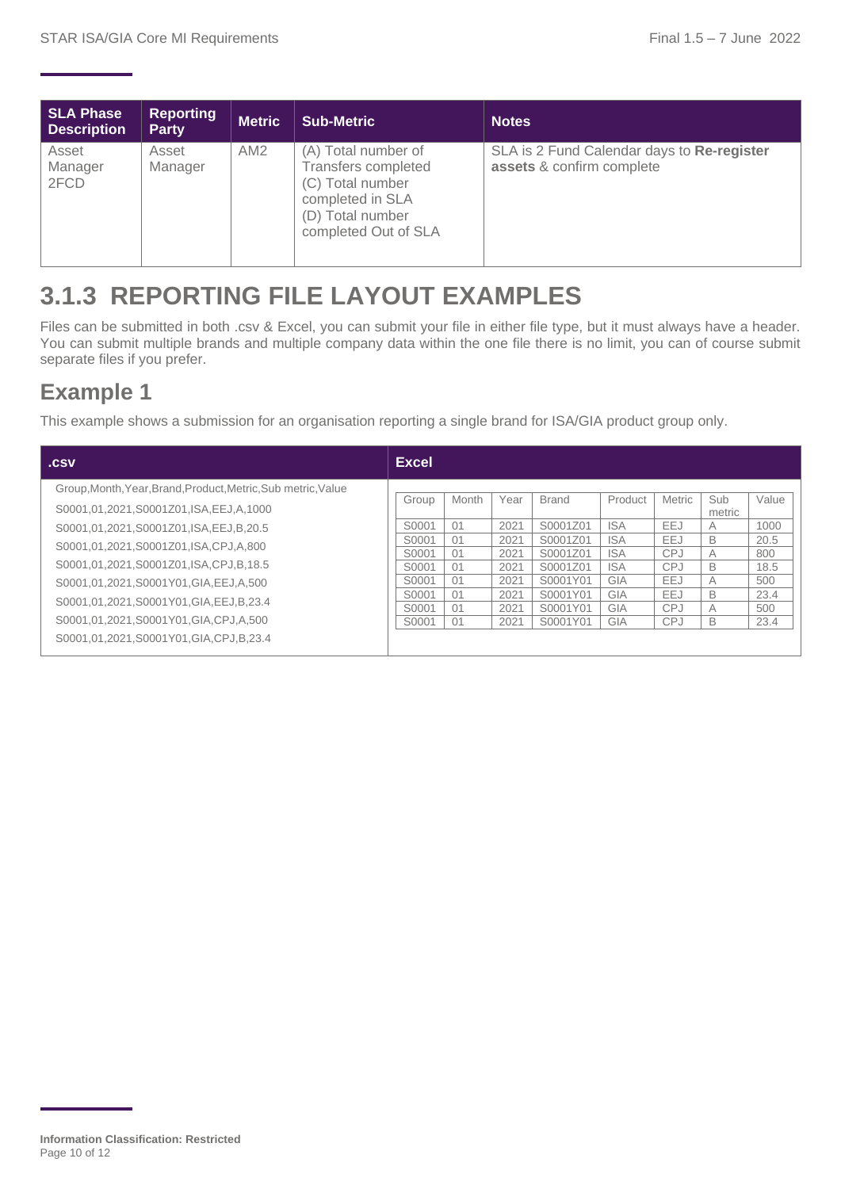| SLA Phase Description | Reporting Party | Metric | Sub-Metric | Notes |
|---|---|---|---|---|
| Asset Manager 2FCD | Asset Manager | AM2 | (A) Total number of Transfers completed<br>(C) Total number completed in SLA<br>(D) Total number completed Out of SLA | SLA is 2 Fund Calendar days to **Re-register assets** & confirm complete |

## 3.1.3 REPORTING FILE LAYOUT EXAMPLES

Files can be submitted in both .csv & Excel, you can submit your file in either file type, but it must always have a header. You can submit multiple brands and multiple company data within the one file there is no limit, you can of course submit separate files if you prefer.

## Example 1

This example shows a submission for an organisation reporting a single brand for ISA/GIA product group only.

**.csv**

```
Group,Month,Year,Brand,Product,Metric,Sub metric,Value
S0001,01,2021,S0001Z01,ISA,EEJ,A,1000
S0001,01,2021,S0001Z01,ISA,EEJ,B,20.5
S0001,01,2021,S0001Z01,ISA,CPJ,A,800
S0001,01,2021,S0001Z01,ISA,CPJ,B,18.5
S0001,01,2021,S0001Y01,GIA,EEJ,A,500
S0001,01,2021,S0001Y01,GIA,EEJ,B,23.4
S0001,01,2021,S0001Y01,GIA,CPJ,A,500
S0001,01,2021,S0001Y01,GIA,CPJ,B,23.4
```

**Excel**

| Group | Month | Year | Brand | Product | Metric | Sub metric | Value |
|---|---|---|---|---|---|---|---|
| S0001 | 01 | 2021 | S0001Z01 | ISA | EEJ | A | 1000 |
| S0001 | 01 | 2021 | S0001Z01 | ISA | EEJ | B | 20.5 |
| S0001 | 01 | 2021 | S0001Z01 | ISA | CPJ | A | 800 |
| S0001 | 01 | 2021 | S0001Z01 | ISA | CPJ | B | 18.5 |
| S0001 | 01 | 2021 | S0001Y01 | GIA | EEJ | A | 500 |
| S0001 | 01 | 2021 | S0001Y01 | GIA | EEJ | B | 23.4 |
| S0001 | 01 | 2021 | S0001Y01 | GIA | CPJ | A | 500 |
| S0001 | 01 | 2021 | S0001Y01 | GIA | CPJ | B | 23.4 |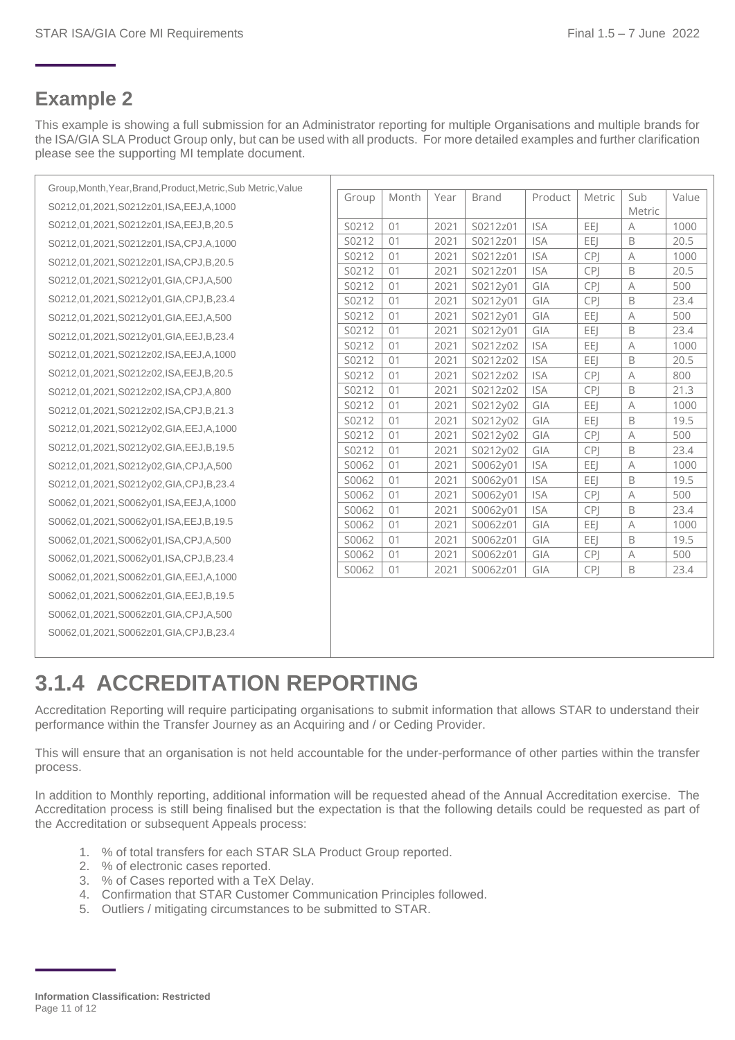## Example 2

This example is showing a full submission for an Administrator reporting for multiple Organisations and multiple brands for the ISA/GIA SLA Product Group only, but can be used with all products. For more detailed examples and further clarification please see the supporting MI template document.

```
Group,Month,Year,Brand,Product,Metric,Sub Metric,Value
S0212,01,2021,S0212z01,ISA,EEJ,A,1000
S0212,01,2021,S0212z01,ISA,EEJ,B,20.5
S0212,01,2021,S0212z01,ISA,CPJ,A,1000
S0212,01,2021,S0212z01,ISA,CPJ,B,20.5
S0212,01,2021,S0212y01,GIA,CPJ,A,500
S0212,01,2021,S0212y01,GIA,CPJ,B,23.4
S0212,01,2021,S0212y01,GIA,EEJ,A,500
S0212,01,2021,S0212y01,GIA,EEJ,B,23.4
S0212,01,2021,S0212z02,ISA,EEJ,A,1000
S0212,01,2021,S0212z02,ISA,EEJ,B,20.5
S0212,01,2021,S0212z02,ISA,CPJ,A,800
S0212,01,2021,S0212z02,ISA,CPJ,B,21.3
S0212,01,2021,S0212y02,GIA,EEJ,A,1000
S0212,01,2021,S0212y02,GIA,EEJ,B,19.5
S0212,01,2021,S0212y02,GIA,CPJ,A,500
S0212,01,2021,S0212y02,GIA,CPJ,B,23.4
S0062,01,2021,S0062y01,ISA,EEJ,A,1000
S0062,01,2021,S0062y01,ISA,EEJ,B,19.5
S0062,01,2021,S0062y01,ISA,CPJ,A,500
S0062,01,2021,S0062y01,ISA,CPJ,B,23.4
S0062,01,2021,S0062z01,GIA,EEJ,A,1000
S0062,01,2021,S0062z01,GIA,EEJ,B,19.5
S0062,01,2021,S0062z01,GIA,CPJ,A,500
S0062,01,2021,S0062z01,GIA,CPJ,B,23.4
```

| Group | Month | Year | Brand | Product | Metric | Sub Metric | Value |
|---|---|---|---|---|---|---|---|
| S0212 | 01 | 2021 | S0212z01 | ISA | EEJ | A | 1000 |
| S0212 | 01 | 2021 | S0212z01 | ISA | EEJ | B | 20.5 |
| S0212 | 01 | 2021 | S0212z01 | ISA | CPJ | A | 1000 |
| S0212 | 01 | 2021 | S0212z01 | ISA | CPJ | B | 20.5 |
| S0212 | 01 | 2021 | S0212y01 | GIA | CPJ | A | 500 |
| S0212 | 01 | 2021 | S0212y01 | GIA | CPJ | B | 23.4 |
| S0212 | 01 | 2021 | S0212y01 | GIA | EEJ | A | 500 |
| S0212 | 01 | 2021 | S0212y01 | GIA | EEJ | B | 23.4 |
| S0212 | 01 | 2021 | S0212z02 | ISA | EEJ | A | 1000 |
| S0212 | 01 | 2021 | S0212z02 | ISA | EEJ | B | 20.5 |
| S0212 | 01 | 2021 | S0212z02 | ISA | CPJ | A | 800 |
| S0212 | 01 | 2021 | S0212z02 | ISA | CPJ | B | 21.3 |
| S0212 | 01 | 2021 | S0212y02 | GIA | EEJ | A | 1000 |
| S0212 | 01 | 2021 | S0212y02 | GIA | EEJ | B | 19.5 |
| S0212 | 01 | 2021 | S0212y02 | GIA | CPJ | A | 500 |
| S0212 | 01 | 2021 | S0212y02 | GIA | CPJ | B | 23.4 |
| S0062 | 01 | 2021 | S0062y01 | ISA | EEJ | A | 1000 |
| S0062 | 01 | 2021 | S0062y01 | ISA | EEJ | B | 19.5 |
| S0062 | 01 | 2021 | S0062y01 | ISA | CPJ | A | 500 |
| S0062 | 01 | 2021 | S0062y01 | ISA | CPJ | B | 23.4 |
| S0062 | 01 | 2021 | S0062z01 | GIA | EEJ | A | 1000 |
| S0062 | 01 | 2021 | S0062z01 | GIA | EEJ | B | 19.5 |
| S0062 | 01 | 2021 | S0062z01 | GIA | CPJ | A | 500 |
| S0062 | 01 | 2021 | S0062z01 | GIA | CPJ | B | 23.4 |

# 3.1.4 ACCREDITATION REPORTING

Accreditation Reporting will require participating organisations to submit information that allows STAR to understand their performance within the Transfer Journey as an Acquiring and / or Ceding Provider.

This will ensure that an organisation is not held accountable for the under-performance of other parties within the transfer process.

In addition to Monthly reporting, additional information will be requested ahead of the Annual Accreditation exercise. The Accreditation process is still being finalised but the expectation is that the following details could be requested as part of the Accreditation or subsequent Appeals process:

1. % of total transfers for each STAR SLA Product Group reported.
2. % of electronic cases reported.
3. % of Cases reported with a TeX Delay.
4. Confirmation that STAR Customer Communication Principles followed.
5. Outliers / mitigating circumstances to be submitted to STAR.

**Information Classification: Restricted**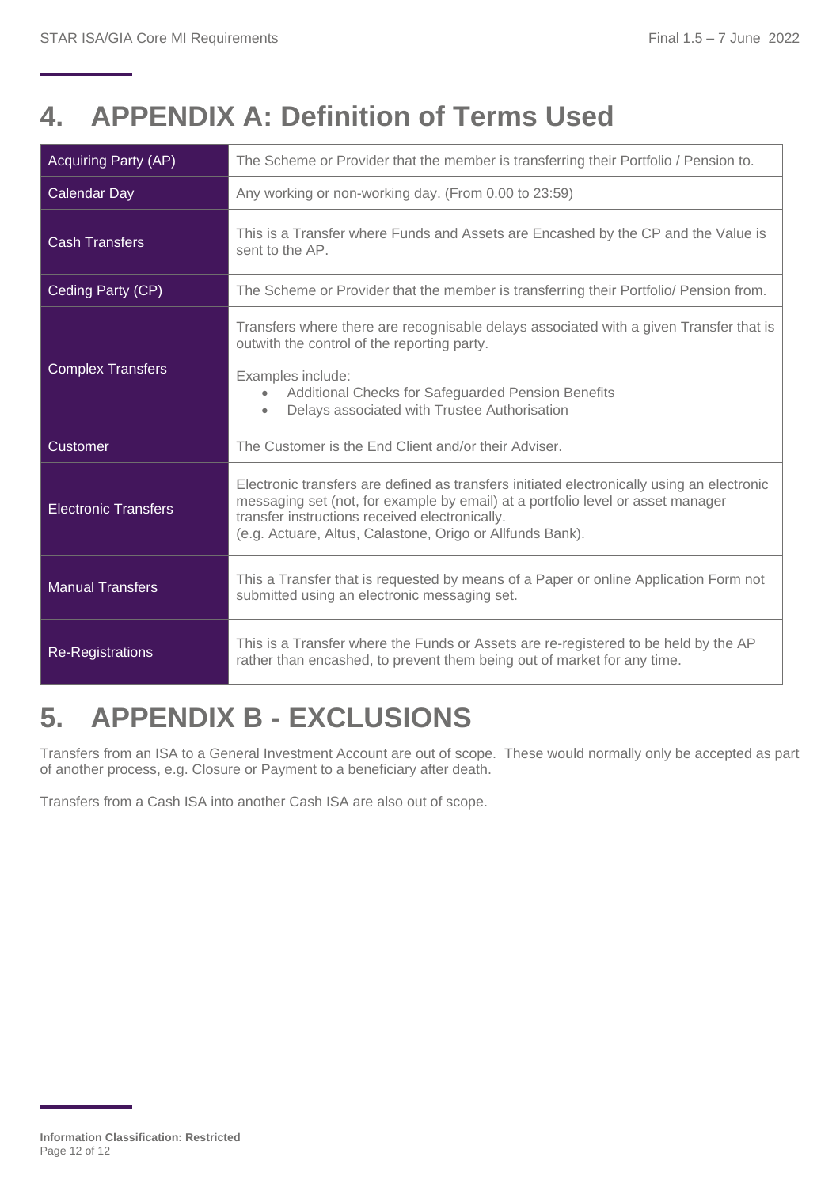# 4. APPENDIX A: Definition of Terms Used

| | |
|---|---|
| Acquiring Party (AP) | The Scheme or Provider that the member is transferring their Portfolio / Pension to. |
| Calendar Day | Any working or non-working day. (From 0.00 to 23:59) |
| Cash Transfers | This is a Transfer where Funds and Assets are Encashed by the CP and the Value is sent to the AP. |
| Ceding Party (CP) | The Scheme or Provider that the member is transferring their Portfolio/ Pension from. |
| Complex Transfers | Transfers where there are recognisable delays associated with a given Transfer that is outwith the control of the reporting party.<br><br>Examples include:<br>• Additional Checks for Safeguarded Pension Benefits<br>• Delays associated with Trustee Authorisation |
| Customer | The Customer is the End Client and/or their Adviser. |
| Electronic Transfers | Electronic transfers are defined as transfers initiated electronically using an electronic messaging set (not, for example by email) at a portfolio level or asset manager transfer instructions received electronically.<br>(e.g. Actuare, Altus, Calastone, Origo or Allfunds Bank). |
| Manual Transfers | This a Transfer that is requested by means of a Paper or online Application Form not submitted using an electronic messaging set. |
| Re-Registrations | This is a Transfer where the Funds or Assets are re-registered to be held by the AP rather than encashed, to prevent them being out of market for any time. |

# 5. APPENDIX B - EXCLUSIONS

Transfers from an ISA to a General Investment Account are out of scope. These would normally only be accepted as part of another process, e.g. Closure or Payment to a beneficiary after death.

Transfers from a Cash ISA into another Cash ISA are also out of scope.

**Information Classification: Restricted**